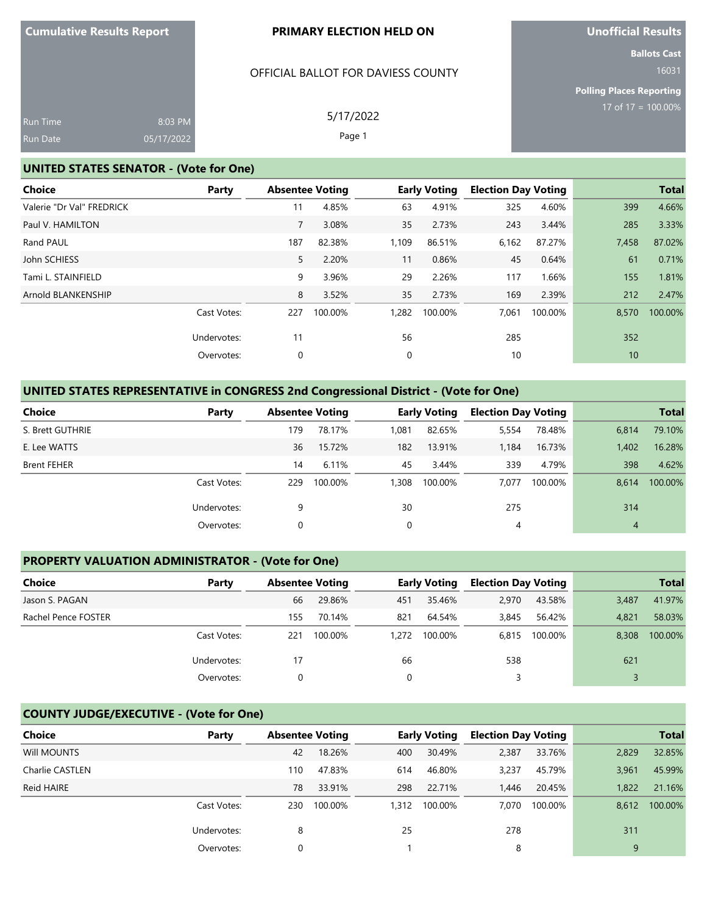**Cumulative Results Report**

Run Time 8:03 PM

Run Date 05/17/2022

**PRIMARY ELECTION HELD ON**

OFFICIAL BALLOT FOR DAVIESS COUNTY

5/17/2022

**Unofficial Results**

**Ballots Cast** 16031

**Polling Places Reporting** 17 of 17 = 100.00%

## UNITED STATES SENATOR - (Vote for One)

| Choice | Party | Absentee Voting | | Early Voting | | Election Day Voting | | Total | |
|---|---|---|---|---|---|---|---|---|---|
| Valerie "Dr Val" FREDRICK | | 11 | 4.85% | 63 | 4.91% | 325 | 4.60% | 399 | 4.66% |
| Paul V. HAMILTON | | 7 | 3.08% | 35 | 2.73% | 243 | 3.44% | 285 | 3.33% |
| Rand PAUL | | 187 | 82.38% | 1,109 | 86.51% | 6,162 | 87.27% | 7,458 | 87.02% |
| John SCHIESS | | 5 | 2.20% | 11 | 0.86% | 45 | 0.64% | 61 | 0.71% |
| Tami L. STAINFIELD | | 9 | 3.96% | 29 | 2.26% | 117 | 1.66% | 155 | 1.81% |
| Arnold BLANKENSHIP | | 8 | 3.52% | 35 | 2.73% | 169 | 2.39% | 212 | 2.47% |
| | Cast Votes: | 227 | 100.00% | 1,282 | 100.00% | 7,061 | 100.00% | 8,570 | 100.00% |
| | Undervotes: | 11 | | 56 | | 285 | | 352 | |
| | Overvotes: | 0 | | 0 | | 10 | | 10 | |

## UNITED STATES REPRESENTATIVE in CONGRESS 2nd Congressional District - (Vote for One)

| Choice | Party | Absentee Voting | | Early Voting | | Election Day Voting | | Total | |
|---|---|---|---|---|---|---|---|---|---|
| S. Brett GUTHRIE | | 179 | 78.17% | 1,081 | 82.65% | 5,554 | 78.48% | 6,814 | 79.10% |
| E. Lee WATTS | | 36 | 15.72% | 182 | 13.91% | 1,184 | 16.73% | 1,402 | 16.28% |
| Brent FEHER | | 14 | 6.11% | 45 | 3.44% | 339 | 4.79% | 398 | 4.62% |
| | Cast Votes: | 229 | 100.00% | 1,308 | 100.00% | 7,077 | 100.00% | 8,614 | 100.00% |
| | Undervotes: | 9 | | 30 | | 275 | | 314 | |
| | Overvotes: | 0 | | 0 | | 4 | | 4 | |

## PROPERTY VALUATION ADMINISTRATOR - (Vote for One)

| Choice | Party | Absentee Voting | | Early Voting | | Election Day Voting | | Total | |
|---|---|---|---|---|---|---|---|---|---|
| Jason S. PAGAN | | 66 | 29.86% | 451 | 35.46% | 2,970 | 43.58% | 3,487 | 41.97% |
| Rachel Pence FOSTER | | 155 | 70.14% | 821 | 64.54% | 3,845 | 56.42% | 4,821 | 58.03% |
| | Cast Votes: | 221 | 100.00% | 1,272 | 100.00% | 6,815 | 100.00% | 8,308 | 100.00% |
| | Undervotes: | 17 | | 66 | | 538 | | 621 | |
| | Overvotes: | 0 | | 0 | | 3 | | 3 | |

## COUNTY JUDGE/EXECUTIVE - (Vote for One)

| Choice | Party | Absentee Voting | | Early Voting | | Election Day Voting | | Total | |
|---|---|---|---|---|---|---|---|---|---|
| Will MOUNTS | | 42 | 18.26% | 400 | 30.49% | 2,387 | 33.76% | 2,829 | 32.85% |
| Charlie CASTLEN | | 110 | 47.83% | 614 | 46.80% | 3,237 | 45.79% | 3,961 | 45.99% |
| Reid HAIRE | | 78 | 33.91% | 298 | 22.71% | 1,446 | 20.45% | 1,822 | 21.16% |
| | Cast Votes: | 230 | 100.00% | 1,312 | 100.00% | 7,070 | 100.00% | 8,612 | 100.00% |
| | Undervotes: | 8 | | 25 | | 278 | | 311 | |
| | Overvotes: | 0 | | 1 | | 8 | | 9 | |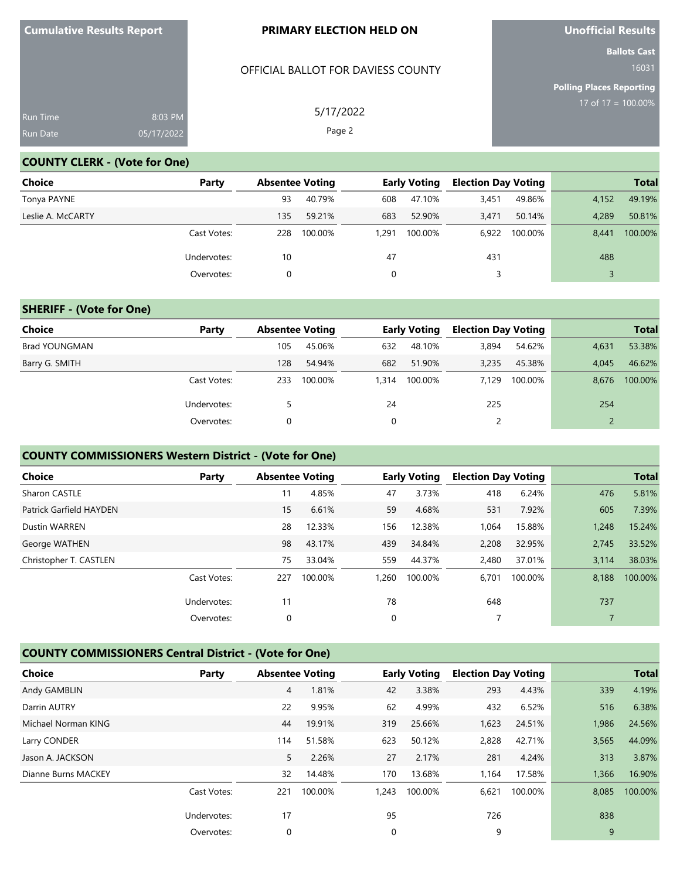Cumulative Results Report

**PRIMARY ELECTION HELD ON**

OFFICIAL BALLOT FOR DAVIESS COUNTY

5/17/2022

Run Time 8:03 PM
Run Date 05/17/2022

**Unofficial Results**

**Ballots Cast** 16031

**Polling Places Reporting** 17 of 17 = 100.00%

## COUNTY CLERK - (Vote for One)

| Choice | Party | Absentee Voting | | Early Voting | | Election Day Voting | | Total | |
|---|---|---|---|---|---|---|---|---|---|
| Tonya PAYNE | | 93 | 40.79% | 608 | 47.10% | 3,451 | 49.86% | 4,152 | 49.19% |
| Leslie A. McCARTY | | 135 | 59.21% | 683 | 52.90% | 3,471 | 50.14% | 4,289 | 50.81% |
| | Cast Votes: | 228 | 100.00% | 1,291 | 100.00% | 6,922 | 100.00% | 8,441 | 100.00% |
| | Undervotes: | 10 | | 47 | | 431 | | 488 | |
| | Overvotes: | 0 | | 0 | | 3 | | 3 | |

## SHERIFF - (Vote for One)

| Choice | Party | Absentee Voting | | Early Voting | | Election Day Voting | | Total | |
|---|---|---|---|---|---|---|---|---|---|
| Brad YOUNGMAN | | 105 | 45.06% | 632 | 48.10% | 3,894 | 54.62% | 4,631 | 53.38% |
| Barry G. SMITH | | 128 | 54.94% | 682 | 51.90% | 3,235 | 45.38% | 4,045 | 46.62% |
| | Cast Votes: | 233 | 100.00% | 1,314 | 100.00% | 7,129 | 100.00% | 8,676 | 100.00% |
| | Undervotes: | 5 | | 24 | | 225 | | 254 | |
| | Overvotes: | 0 | | 0 | | 2 | | 2 | |

## COUNTY COMMISSIONERS Western District - (Vote for One)

| Choice | Party | Absentee Voting | | Early Voting | | Election Day Voting | | Total | |
|---|---|---|---|---|---|---|---|---|---|
| Sharon CASTLE | | 11 | 4.85% | 47 | 3.73% | 418 | 6.24% | 476 | 5.81% |
| Patrick Garfield HAYDEN | | 15 | 6.61% | 59 | 4.68% | 531 | 7.92% | 605 | 7.39% |
| Dustin WARREN | | 28 | 12.33% | 156 | 12.38% | 1,064 | 15.88% | 1,248 | 15.24% |
| George WATHEN | | 98 | 43.17% | 439 | 34.84% | 2,208 | 32.95% | 2,745 | 33.52% |
| Christopher T. CASTLEN | | 75 | 33.04% | 559 | 44.37% | 2,480 | 37.01% | 3,114 | 38.03% |
| | Cast Votes: | 227 | 100.00% | 1,260 | 100.00% | 6,701 | 100.00% | 8,188 | 100.00% |
| | Undervotes: | 11 | | 78 | | 648 | | 737 | |
| | Overvotes: | 0 | | 0 | | 7 | | 7 | |

## COUNTY COMMISSIONERS Central District - (Vote for One)

| Choice | Party | Absentee Voting | | Early Voting | | Election Day Voting | | Total | |
|---|---|---|---|---|---|---|---|---|---|
| Andy GAMBLIN | | 4 | 1.81% | 42 | 3.38% | 293 | 4.43% | 339 | 4.19% |
| Darrin AUTRY | | 22 | 9.95% | 62 | 4.99% | 432 | 6.52% | 516 | 6.38% |
| Michael Norman KING | | 44 | 19.91% | 319 | 25.66% | 1,623 | 24.51% | 1,986 | 24.56% |
| Larry CONDER | | 114 | 51.58% | 623 | 50.12% | 2,828 | 42.71% | 3,565 | 44.09% |
| Jason A. JACKSON | | 5 | 2.26% | 27 | 2.17% | 281 | 4.24% | 313 | 3.87% |
| Dianne Burns MACKEY | | 32 | 14.48% | 170 | 13.68% | 1,164 | 17.58% | 1,366 | 16.90% |
| | Cast Votes: | 221 | 100.00% | 1,243 | 100.00% | 6,621 | 100.00% | 8,085 | 100.00% |
| | Undervotes: | 17 | | 95 | | 726 | | 838 | |
| | Overvotes: | 0 | | 0 | | 9 | | 9 | |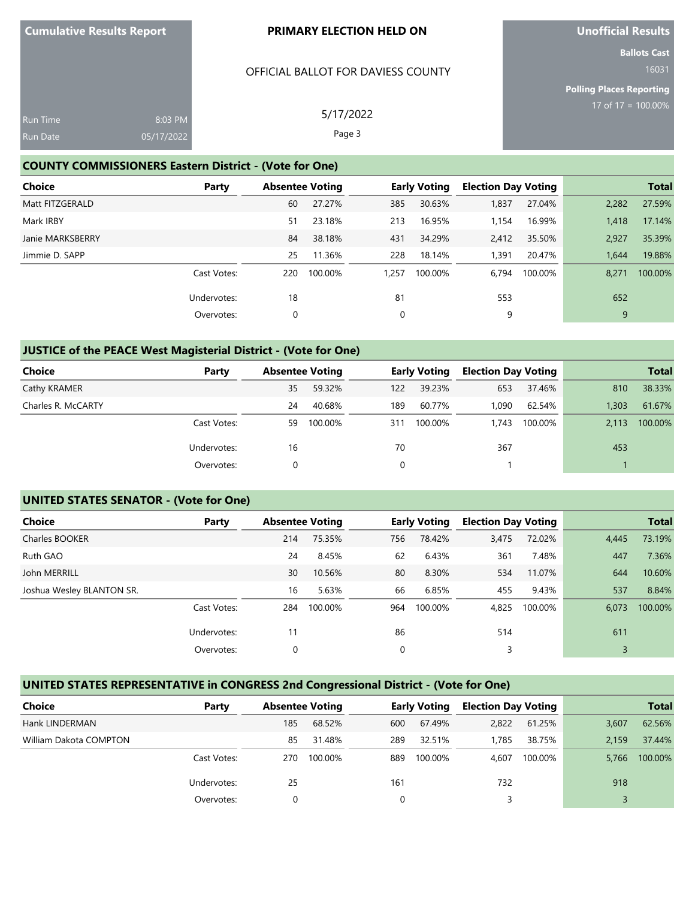**Cumulative Results Report**

Run Time 8:03 PM
Run Date 05/17/2022

**PRIMARY ELECTION HELD ON**

OFFICIAL BALLOT FOR DAVIESS COUNTY

5/17/2022

**Unofficial Results**

**Ballots Cast** 16031

**Polling Places Reporting** 17 of 17 = 100.00%

## COUNTY COMMISSIONERS Eastern District - (Vote for One)

| Choice | Party | Absentee Voting | | Early Voting | | Election Day Voting | | Total | |
|---|---|---|---|---|---|---|---|---|---|
| Matt FITZGERALD | | 60 | 27.27% | 385 | 30.63% | 1,837 | 27.04% | 2,282 | 27.59% |
| Mark IRBY | | 51 | 23.18% | 213 | 16.95% | 1,154 | 16.99% | 1,418 | 17.14% |
| Janie MARKSBERRY | | 84 | 38.18% | 431 | 34.29% | 2,412 | 35.50% | 2,927 | 35.39% |
| Jimmie D. SAPP | | 25 | 11.36% | 228 | 18.14% | 1,391 | 20.47% | 1,644 | 19.88% |
| | Cast Votes: | 220 | 100.00% | 1,257 | 100.00% | 6,794 | 100.00% | 8,271 | 100.00% |
| | Undervotes: | 18 | | 81 | | 553 | | 652 | |
| | Overvotes: | 0 | | 0 | | 9 | | 9 | |

## JUSTICE of the PEACE West Magisterial District - (Vote for One)

| Choice | Party | Absentee Voting | | Early Voting | | Election Day Voting | | Total | |
|---|---|---|---|---|---|---|---|---|---|
| Cathy KRAMER | | 35 | 59.32% | 122 | 39.23% | 653 | 37.46% | 810 | 38.33% |
| Charles R. McCARTY | | 24 | 40.68% | 189 | 60.77% | 1,090 | 62.54% | 1,303 | 61.67% |
| | Cast Votes: | 59 | 100.00% | 311 | 100.00% | 1,743 | 100.00% | 2,113 | 100.00% |
| | Undervotes: | 16 | | 70 | | 367 | | 453 | |
| | Overvotes: | 0 | | 0 | | 1 | | 1 | |

## UNITED STATES SENATOR - (Vote for One)

| Choice | Party | Absentee Voting | | Early Voting | | Election Day Voting | | Total | |
|---|---|---|---|---|---|---|---|---|---|
| Charles BOOKER | | 214 | 75.35% | 756 | 78.42% | 3,475 | 72.02% | 4,445 | 73.19% |
| Ruth GAO | | 24 | 8.45% | 62 | 6.43% | 361 | 7.48% | 447 | 7.36% |
| John MERRILL | | 30 | 10.56% | 80 | 8.30% | 534 | 11.07% | 644 | 10.60% |
| Joshua Wesley BLANTON SR. | | 16 | 5.63% | 66 | 6.85% | 455 | 9.43% | 537 | 8.84% |
| | Cast Votes: | 284 | 100.00% | 964 | 100.00% | 4,825 | 100.00% | 6,073 | 100.00% |
| | Undervotes: | 11 | | 86 | | 514 | | 611 | |
| | Overvotes: | 0 | | 0 | | 3 | | 3 | |

## UNITED STATES REPRESENTATIVE in CONGRESS 2nd Congressional District - (Vote for One)

| Choice | Party | Absentee Voting | | Early Voting | | Election Day Voting | | Total | |
|---|---|---|---|---|---|---|---|---|---|
| Hank LINDERMAN | | 185 | 68.52% | 600 | 67.49% | 2,822 | 61.25% | 3,607 | 62.56% |
| William Dakota COMPTON | | 85 | 31.48% | 289 | 32.51% | 1,785 | 38.75% | 2,159 | 37.44% |
| | Cast Votes: | 270 | 100.00% | 889 | 100.00% | 4,607 | 100.00% | 5,766 | 100.00% |
| | Undervotes: | 25 | | 161 | | 732 | | 918 | |
| | Overvotes: | 0 | | 0 | | 3 | | 3 | |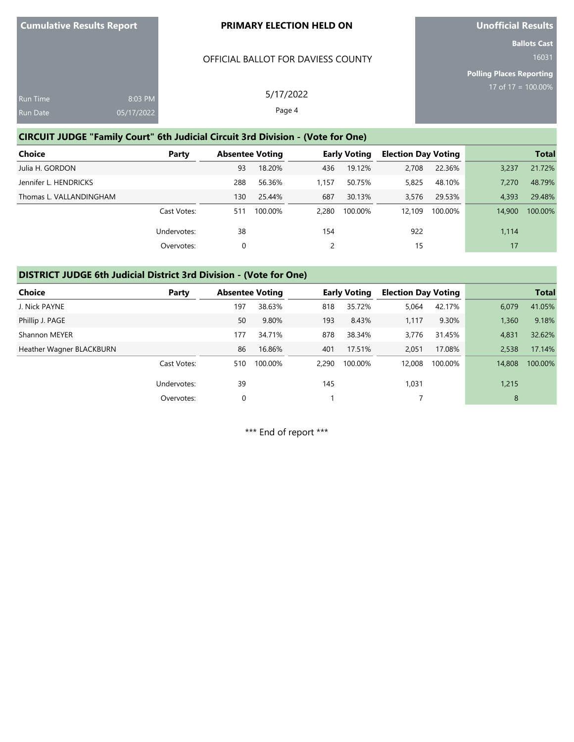Cumulative Results Report

**PRIMARY ELECTION HELD ON**

OFFICIAL BALLOT FOR DAVIESS COUNTY

5/17/2022

**Unofficial Results**

**Ballots Cast** 16031

**Polling Places Reporting** 17 of 17 = 100.00%

Run Time 8:03 PM

Run Date 05/17/2022

## CIRCUIT JUDGE "Family Court" 6th Judicial Circuit 3rd Division - (Vote for One)

| Choice | Party | Absentee Voting | | Early Voting | | Election Day Voting | | Total | |
|---|---|---|---|---|---|---|---|---|---|
| Julia H. GORDON | | 93 | 18.20% | 436 | 19.12% | 2,708 | 22.36% | 3,237 | 21.72% |
| Jennifer L. HENDRICKS | | 288 | 56.36% | 1,157 | 50.75% | 5,825 | 48.10% | 7,270 | 48.79% |
| Thomas L. VALLANDINGHAM | | 130 | 25.44% | 687 | 30.13% | 3,576 | 29.53% | 4,393 | 29.48% |
| | Cast Votes: | 511 | 100.00% | 2,280 | 100.00% | 12,109 | 100.00% | 14,900 | 100.00% |
| | Undervotes: | 38 | | 154 | | 922 | | 1,114 | |
| | Overvotes: | 0 | | 2 | | 15 | | 17 | |

## DISTRICT JUDGE 6th Judicial District 3rd Division - (Vote for One)

| Choice | Party | Absentee Voting | | Early Voting | | Election Day Voting | | Total | |
|---|---|---|---|---|---|---|---|---|---|
| J. Nick PAYNE | | 197 | 38.63% | 818 | 35.72% | 5,064 | 42.17% | 6,079 | 41.05% |
| Phillip J. PAGE | | 50 | 9.80% | 193 | 8.43% | 1,117 | 9.30% | 1,360 | 9.18% |
| Shannon MEYER | | 177 | 34.71% | 878 | 38.34% | 3,776 | 31.45% | 4,831 | 32.62% |
| Heather Wagner BLACKBURN | | 86 | 16.86% | 401 | 17.51% | 2,051 | 17.08% | 2,538 | 17.14% |
| | Cast Votes: | 510 | 100.00% | 2,290 | 100.00% | 12,008 | 100.00% | 14,808 | 100.00% |
| | Undervotes: | 39 | | 145 | | 1,031 | | 1,215 | |
| | Overvotes: | 0 | | 1 | | 7 | | 8 | |

*** End of report ***